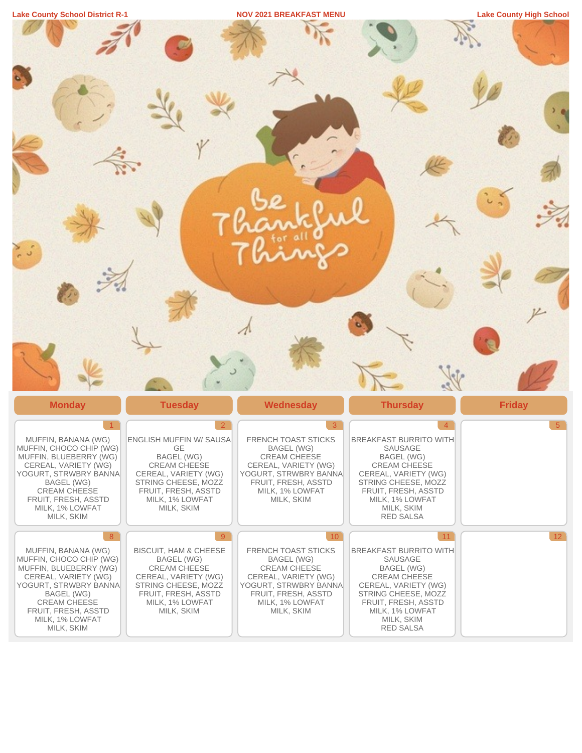Lake County School District R-1 — NOV 2021 BREAKFAST MENU — Lake County High School

Be Thankful for all Things

| Monday | Tuesday | Wednesday | Thursday | Friday |
|---|---|---|---|---|
| 1<br>MUFFIN, BANANA (WG)<br>MUFFIN, CHOCO CHIP (WG)<br>MUFFIN, BLUEBERRY (WG)<br>CEREAL, VARIETY (WG)<br>YOGURT, STRWBRY BANNA<br>BAGEL (WG)<br>CREAM CHEESE<br>FRUIT, FRESH, ASSTD<br>MILK, 1% LOWFAT<br>MILK, SKIM | 2<br>ENGLISH MUFFIN W/ SAUSAGE<br>BAGEL (WG)<br>CREAM CHEESE<br>CEREAL, VARIETY (WG)<br>STRING CHEESE, MOZZ<br>FRUIT, FRESH, ASSTD<br>MILK, 1% LOWFAT<br>MILK, SKIM | 3<br>FRENCH TOAST STICKS<br>BAGEL (WG)<br>CREAM CHEESE<br>CEREAL, VARIETY (WG)<br>YOGURT, STRWBRY BANNA<br>FRUIT, FRESH, ASSTD<br>MILK, 1% LOWFAT<br>MILK, SKIM | 4<br>BREAKFAST BURRITO WITH SAUSAGE<br>BAGEL (WG)<br>CREAM CHEESE<br>CEREAL, VARIETY (WG)<br>STRING CHEESE, MOZZ<br>FRUIT, FRESH, ASSTD<br>MILK, 1% LOWFAT<br>MILK, SKIM<br>RED SALSA | 5 |
| 8<br>MUFFIN, BANANA (WG)<br>MUFFIN, CHOCO CHIP (WG)<br>MUFFIN, BLUEBERRY (WG)<br>CEREAL, VARIETY (WG)<br>YOGURT, STRWBRY BANNA<br>BAGEL (WG)<br>CREAM CHEESE<br>FRUIT, FRESH, ASSTD<br>MILK, 1% LOWFAT<br>MILK, SKIM | 9<br>BISCUIT, HAM & CHEESE<br>BAGEL (WG)<br>CREAM CHEESE<br>CEREAL, VARIETY (WG)<br>STRING CHEESE, MOZZ<br>FRUIT, FRESH, ASSTD<br>MILK, 1% LOWFAT<br>MILK, SKIM | 10<br>FRENCH TOAST STICKS<br>BAGEL (WG)<br>CREAM CHEESE<br>CEREAL, VARIETY (WG)<br>YOGURT, STRWBRY BANNA<br>FRUIT, FRESH, ASSTD<br>MILK, 1% LOWFAT<br>MILK, SKIM | 11<br>BREAKFAST BURRITO WITH SAUSAGE<br>BAGEL (WG)<br>CREAM CHEESE<br>CEREAL, VARIETY (WG)<br>STRING CHEESE, MOZZ<br>FRUIT, FRESH, ASSTD<br>MILK, 1% LOWFAT<br>MILK, SKIM<br>RED SALSA | 12 |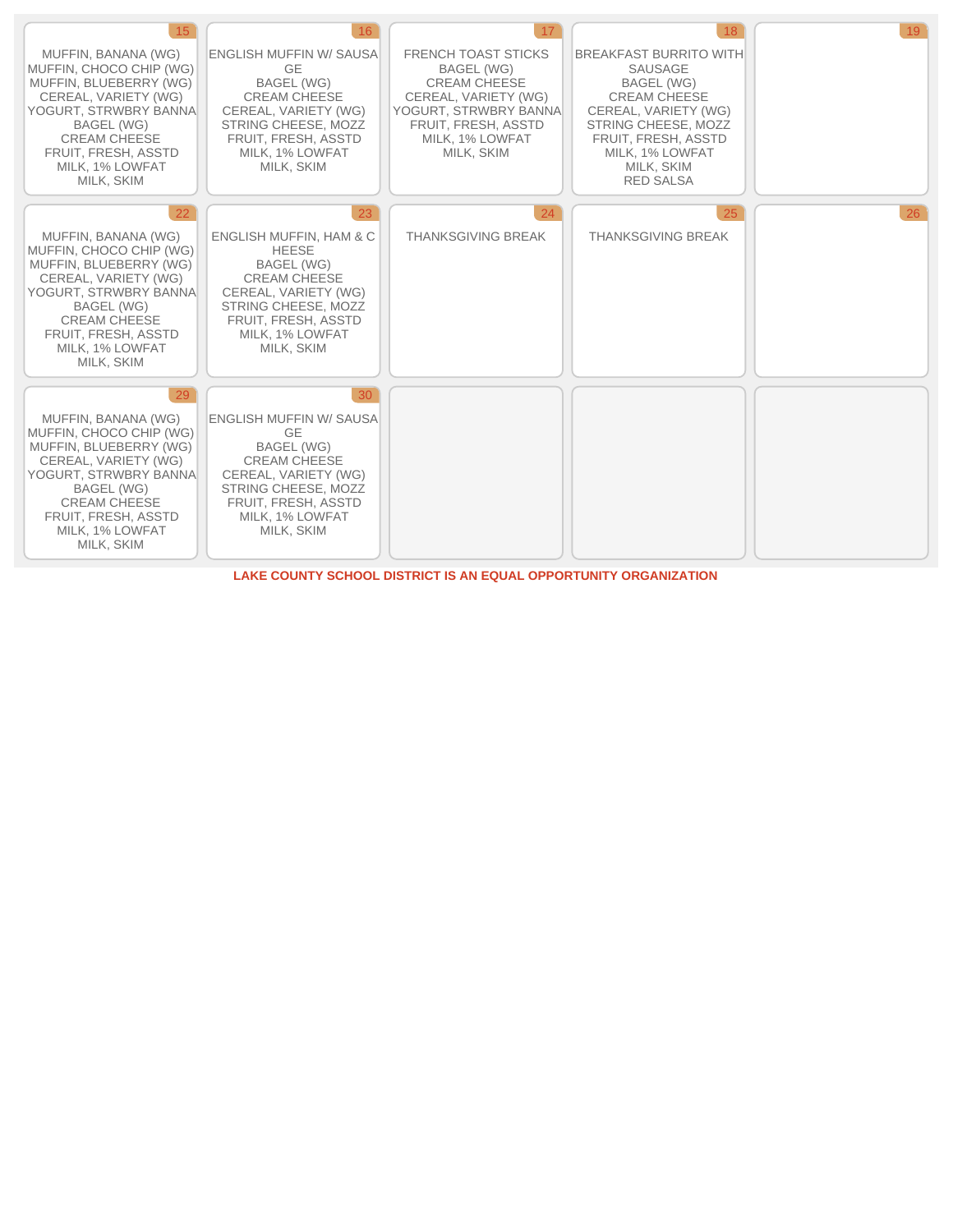| | | | | |
|---|---|---|---|---|
| **15**<br>MUFFIN, BANANA (WG)<br>MUFFIN, CHOCO CHIP (WG)<br>MUFFIN, BLUEBERRY (WG)<br>CEREAL, VARIETY (WG)<br>YOGURT, STRWBRY BANNA<br>BAGEL (WG)<br>CREAM CHEESE<br>FRUIT, FRESH, ASSTD<br>MILK, 1% LOWFAT<br>MILK, SKIM | **16**<br>ENGLISH MUFFIN W/ SAUSAGE<br>BAGEL (WG)<br>CREAM CHEESE<br>CEREAL, VARIETY (WG)<br>STRING CHEESE, MOZZ<br>FRUIT, FRESH, ASSTD<br>MILK, 1% LOWFAT<br>MILK, SKIM | **17**<br>FRENCH TOAST STICKS<br>BAGEL (WG)<br>CREAM CHEESE<br>CEREAL, VARIETY (WG)<br>YOGURT, STRWBRY BANNA<br>FRUIT, FRESH, ASSTD<br>MILK, 1% LOWFAT<br>MILK, SKIM | **18**<br>BREAKFAST BURRITO WITH SAUSAGE<br>BAGEL (WG)<br>CREAM CHEESE<br>CEREAL, VARIETY (WG)<br>STRING CHEESE, MOZZ<br>FRUIT, FRESH, ASSTD<br>MILK, 1% LOWFAT<br>MILK, SKIM<br>RED SALSA | **19** |
| **22**<br>MUFFIN, BANANA (WG)<br>MUFFIN, CHOCO CHIP (WG)<br>MUFFIN, BLUEBERRY (WG)<br>CEREAL, VARIETY (WG)<br>YOGURT, STRWBRY BANNA<br>BAGEL (WG)<br>CREAM CHEESE<br>FRUIT, FRESH, ASSTD<br>MILK, 1% LOWFAT<br>MILK, SKIM | **23**<br>ENGLISH MUFFIN, HAM & CHEESE<br>BAGEL (WG)<br>CREAM CHEESE<br>CEREAL, VARIETY (WG)<br>STRING CHEESE, MOZZ<br>FRUIT, FRESH, ASSTD<br>MILK, 1% LOWFAT<br>MILK, SKIM | **24**<br>THANKSGIVING BREAK | **25**<br>THANKSGIVING BREAK | **26** |
| **29**<br>MUFFIN, BANANA (WG)<br>MUFFIN, CHOCO CHIP (WG)<br>MUFFIN, BLUEBERRY (WG)<br>CEREAL, VARIETY (WG)<br>YOGURT, STRWBRY BANNA<br>BAGEL (WG)<br>CREAM CHEESE<br>FRUIT, FRESH, ASSTD<br>MILK, 1% LOWFAT<br>MILK, SKIM | **30**<br>ENGLISH MUFFIN W/ SAUSAGE<br>BAGEL (WG)<br>CREAM CHEESE<br>CEREAL, VARIETY (WG)<br>STRING CHEESE, MOZZ<br>FRUIT, FRESH, ASSTD<br>MILK, 1% LOWFAT<br>MILK, SKIM | | | |

**LAKE COUNTY SCHOOL DISTRICT IS AN EQUAL OPPORTUNITY ORGANIZATION**